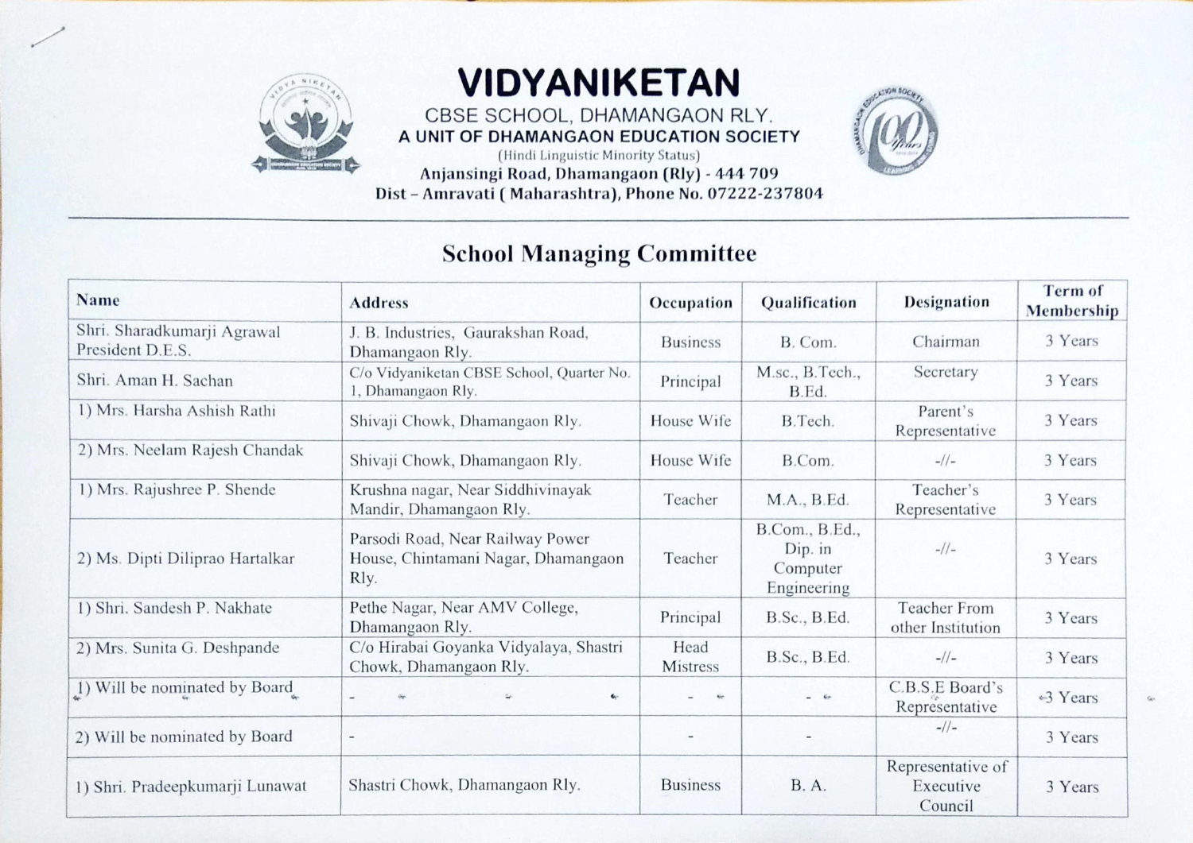# VIDYANIKETAN

CBSE SCHOOL, DHAMANGAON RLY.

**A UNIT OF DHAMANGAON EDUCATION SOCIETY**

(Hindi Linguistic Minority Status)

**Anjansingi Road, Dhamangaon (Rly) - 444 709**

**Dist – Amravati ( Maharashtra), Phone No. 07222-237804**

## School Managing Committee

| Name | Address | Occupation | Qualification | Designation | Term of Membership |
|---|---|---|---|---|---|
| Shri. Sharadkumarji Agrawal President D.E.S. | J. B. Industries, Gaurakshan Road, Dhamangaon Rly. | Business | B. Com. | Chairman | 3 Years |
| Shri. Aman H. Sachan | C/o Vidyaniketan CBSE School, Quarter No. 1, Dhamangaon Rly. | Principal | M.sc., B.Tech., B.Ed. | Secretary | 3 Years |
| 1) Mrs. Harsha Ashish Rathi | Shivaji Chowk, Dhamangaon Rly. | House Wife | B.Tech. | Parent's Representative | 3 Years |
| 2) Mrs. Neelam Rajesh Chandak | Shivaji Chowk, Dhamangaon Rly. | House Wife | B.Com. | -//- | 3 Years |
| 1) Mrs. Rajushree P. Shende | Krushna nagar, Near Siddhivinayak Mandir, Dhamangaon Rly. | Teacher | M.A., B.Ed. | Teacher's Representative | 3 Years |
| 2) Ms. Dipti Diliprao Hartalkar | Parsodi Road, Near Railway Power House, Chintamani Nagar, Dhamangaon Rly. | Teacher | B.Com., B.Ed., Dip. in Computer Engineering | -//- | 3 Years |
| 1) Shri. Sandesh P. Nakhate | Pethe Nagar, Near AMV College, Dhamangaon Rly. | Principal | B.Sc., B.Ed. | Teacher From other Institution | 3 Years |
| 2) Mrs. Sunita G. Deshpande | C/o Hirabai Goyanka Vidyalaya, Shastri Chowk, Dhamangaon Rly. | Head Mistress | B.Sc., B.Ed. | -//- | 3 Years |
| 1) Will be nominated by Board | - | - | - | C.B.S.E Board's Representative | 3 Years |
| 2) Will be nominated by Board | - | - | - | -//- | 3 Years |
| 1) Shri. Pradeepkumarji Lunawat | Shastri Chowk, Dhamangaon Rly. | Business | B. A. | Representative of Executive Council | 3 Years |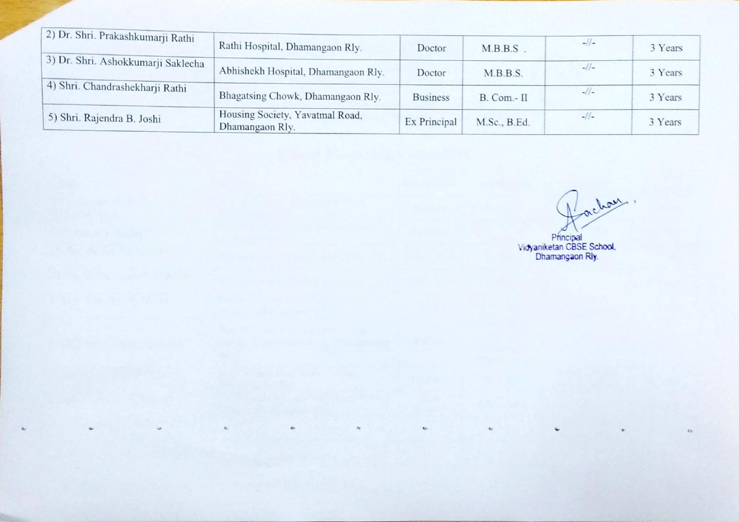| | | | | | |
|---|---|---|---|---|---|
| 2) Dr. Shri. Prakashkumarji Rathi | Rathi Hospital, Dhamangaon Rly. | Doctor | M.B.B.S . | -//- | 3 Years |
| 3) Dr. Shri. Ashokkumarji Saklecha | Abhishekh Hospital, Dhamangaon Rly. | Doctor | M.B.B.S. | -//- | 3 Years |
| 4) Shri. Chandrashekharji Rathi | Bhagatsing Chowk, Dhamangaon Rly. | Business | B. Com.- II | -//- | 3 Years |
| 5) Shri. Rajendra B. Joshi | Housing Society, Yavatmal Road, Dhamangaon Rly. | Ex Principal | M.Sc., B.Ed. | -//- | 3 Years |

Principal
Vidyaniketan CBSE School,
Dhamangaon Rly.